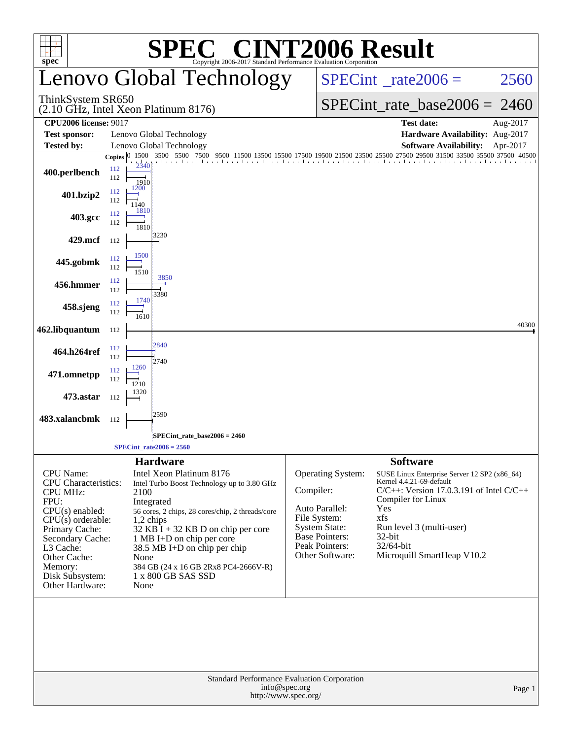# SPEC CINT2006 Result

Copyright 2006-2017 Standard Performance Evaluation Corporation

## Lenovo Global Technology

ThinkSystem SR650
(2.10 GHz, Intel Xeon Platinum 8176)

SPECint_rate2006 = 2560

SPECint_rate_base2006 = 2460

| | | | |
|---|---|---|---|
| **CPU2006 license:** 9017 | | **Test date:** | Aug-2017 |
| **Test sponsor:** | Lenovo Global Technology | **Hardware Availability:** | Aug-2017 |
| **Tested by:** | Lenovo Global Technology | **Software Availability:** | Apr-2017 |

| Benchmark | Copies (peak) | Peak | Copies (base) | Base |
|---|---|---|---|---|
| 400.perlbench | 112 | 2340 | 112 | 1910 |
| 401.bzip2 | 112 | 1200 | 112 | 1140 |
| 403.gcc | 112 | 1810 | 112 | 1810 |
| 429.mcf | | | 112 | 3230 |
| 445.gobmk | 112 | 1500 | 112 | 1510 |
| 456.hmmer | 112 | 3850 | 112 | 3380 |
| 458.sjeng | 112 | 1740 | 112 | 1610 |
| 462.libquantum | | | 112 | 40300 |
| 464.h264ref | 112 | 2840 | 112 | 2740 |
| 471.omnetpp | 112 | 1260 | 112 | 1210 |
| 473.astar | | | 112 | 1320 |
| 483.xalancbmk | | | 112 | 2590 |

SPECint_rate_base2006 = 2460

SPECint_rate2006 = 2560

### Hardware

| | |
|---|---|
| CPU Name: | Intel Xeon Platinum 8176 |
| CPU Characteristics: | Intel Turbo Boost Technology up to 3.80 GHz |
| CPU MHz: | 2100 |
| FPU: | Integrated |
| CPU(s) enabled: | 56 cores, 2 chips, 28 cores/chip, 2 threads/core |
| CPU(s) orderable: | 1,2 chips |
| Primary Cache: | 32 KB I + 32 KB D on chip per core |
| Secondary Cache: | 1 MB I+D on chip per core |
| L3 Cache: | 38.5 MB I+D on chip per chip |
| Other Cache: | None |
| Memory: | 384 GB (24 x 16 GB 2Rx8 PC4-2666V-R) |
| Disk Subsystem: | 1 x 800 GB SAS SSD |
| Other Hardware: | None |

### Software

| | |
|---|---|
| Operating System: | SUSE Linux Enterprise Server 12 SP2 (x86_64) Kernel 4.4.21-69-default |
| Compiler: | C/C++: Version 17.0.3.191 of Intel C/C++ Compiler for Linux |
| Auto Parallel: | Yes |
| File System: | xfs |
| System State: | Run level 3 (multi-user) |
| Base Pointers: | 32-bit |
| Peak Pointers: | 32/64-bit |
| Other Software: | Microquill SmartHeap V10.2 |

Standard Performance Evaluation Corporation
info@spec.org
http://www.spec.org/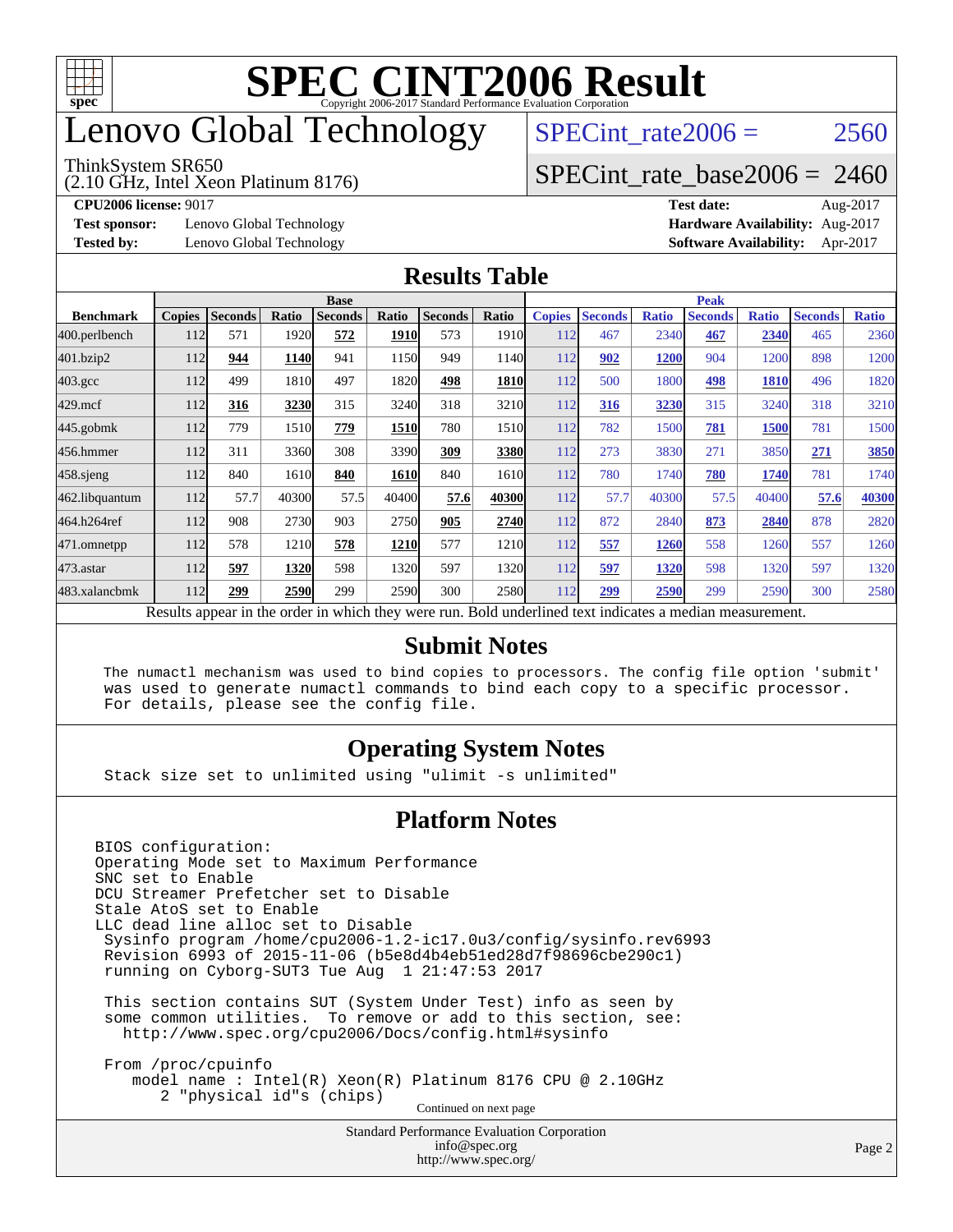# SPEC CINT2006 Result

Copyright 2006-2017 Standard Performance Evaluation Corporation

# Lenovo Global Technology

ThinkSystem SR650
(2.10 GHz, Intel Xeon Platinum 8176)

SPECint_rate2006 = 2560

SPECint_rate_base2006 = 2460

**CPU2006 license:** 9017 | **Test date:** Aug-2017
**Test sponsor:** Lenovo Global Technology | **Hardware Availability:** Aug-2017
**Tested by:** Lenovo Global Technology | **Software Availability:** Apr-2017

## Results Table

| Benchmark | Base | | | | | | | Peak | | | | | | |
|---|---|---|---|---|---|---|---|---|---|---|---|---|---|---|
| | Copies | Seconds | Ratio | Seconds | Ratio | Seconds | Ratio | Copies | Seconds | Ratio | Seconds | Ratio | Seconds | Ratio |
| 400.perlbench | 112 | 571 | 1920 | **572** | **1910** | 573 | 1910 | 112 | 467 | 2340 | **467** | **2340** | 465 | 2360 |
| 401.bzip2 | 112 | **944** | **1140** | 941 | 1150 | 949 | 1140 | 112 | **902** | **1200** | 904 | 1200 | 898 | 1200 |
| 403.gcc | 112 | 499 | 1810 | 497 | 1820 | **498** | **1810** | 112 | 500 | 1800 | **498** | **1810** | 496 | 1820 |
| 429.mcf | 112 | **316** | **3230** | 315 | 3240 | 318 | 3210 | 112 | **316** | **3230** | 315 | 3240 | 318 | 3210 |
| 445.gobmk | 112 | 779 | 1510 | **779** | **1510** | 780 | 1510 | 112 | 782 | 1500 | **781** | **1500** | 781 | 1500 |
| 456.hmmer | 112 | 311 | 3360 | 308 | 3390 | **309** | **3380** | 112 | 273 | 3830 | 271 | 3850 | **271** | **3850** |
| 458.sjeng | 112 | 840 | 1610 | **840** | **1610** | 840 | 1610 | 112 | 780 | 1740 | **780** | **1740** | 781 | 1740 |
| 462.libquantum | 112 | 57.7 | 40300 | 57.5 | 40400 | **57.6** | **40300** | 112 | 57.7 | 40300 | 57.5 | 40400 | **57.6** | **40300** |
| 464.h264ref | 112 | 908 | 2730 | 903 | 2750 | **905** | **2740** | 112 | 872 | 2840 | **873** | **2840** | 878 | 2820 |
| 471.omnetpp | 112 | 578 | 1210 | **578** | **1210** | 577 | 1210 | 112 | **557** | **1260** | 558 | 1260 | 557 | 1260 |
| 473.astar | 112 | **597** | **1320** | 598 | 1320 | 597 | 1320 | 112 | **597** | **1320** | 598 | 1320 | 597 | 1320 |
| 483.xalancbmk | 112 | **299** | **2590** | 299 | 2590 | 300 | 2580 | 112 | **299** | **2590** | 299 | 2590 | 300 | 2580 |

Results appear in the order in which they were run. Bold underlined text indicates a median measurement.

## Submit Notes

```
The numactl mechanism was used to bind copies to processors. The config file option 'submit'
was used to generate numactl commands to bind each copy to a specific processor.
For details, please see the config file.
```

## Operating System Notes

```
Stack size set to unlimited using "ulimit -s unlimited"
```

## Platform Notes

```
BIOS configuration:
Operating Mode set to Maximum Performance
SNC set to Enable
DCU Streamer Prefetcher set to Disable
Stale AtoS set to Enable
LLC dead line alloc set to Disable
 Sysinfo program /home/cpu2006-1.2-ic17.0u3/config/sysinfo.rev6993
 Revision 6993 of 2015-11-06 (b5e8d4b4eb51ed28d7f98696cbe290c1)
 running on Cyborg-SUT3 Tue Aug  1 21:47:53 2017

 This section contains SUT (System Under Test) info as seen by
 some common utilities.  To remove or add to this section, see:
   http://www.spec.org/cpu2006/Docs/config.html#sysinfo

 From /proc/cpuinfo
    model name : Intel(R) Xeon(R) Platinum 8176 CPU @ 2.10GHz
       2 "physical id"s (chips)
```

Continued on next page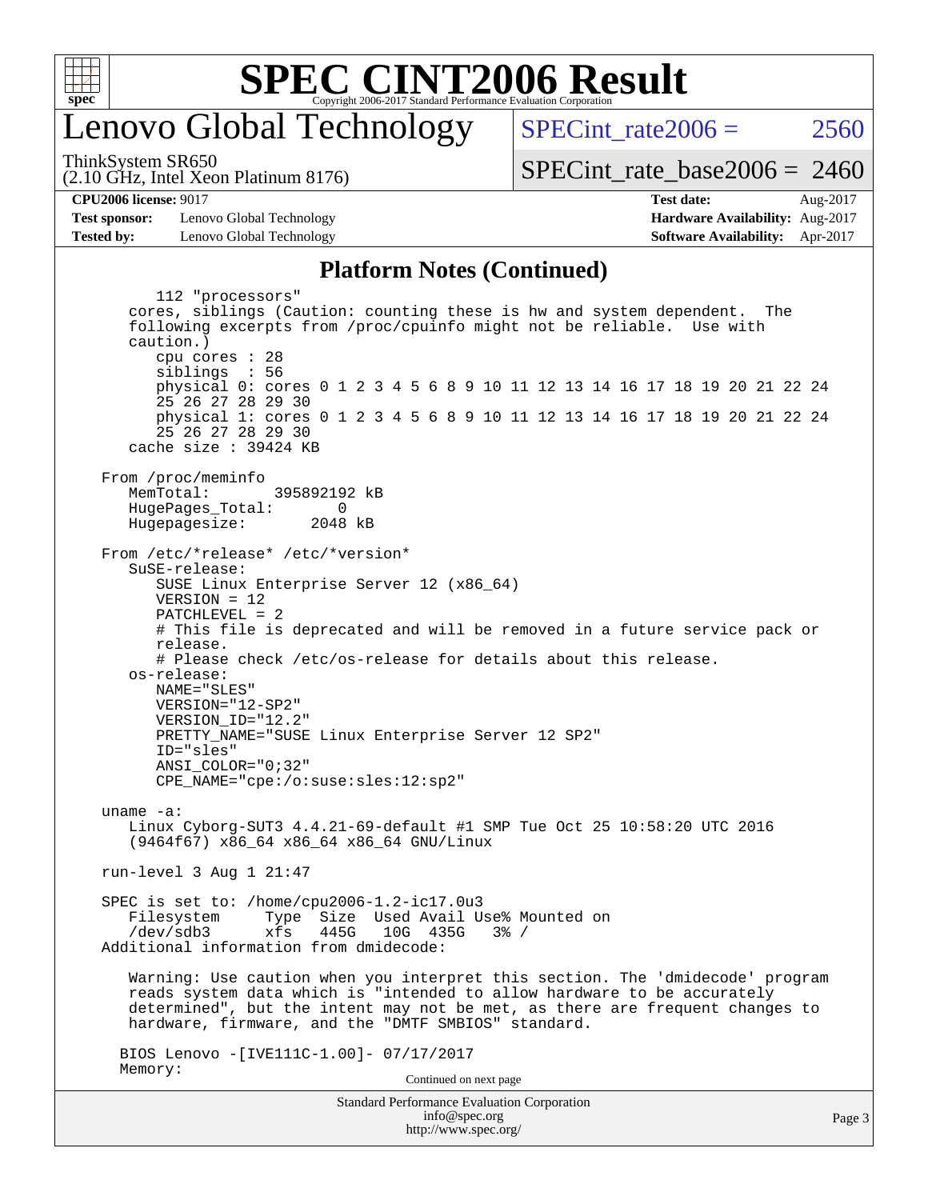# Lenovo Global Technology

ThinkSystem SR650
(2.10 GHz, Intel Xeon Platinum 8176)

SPECint_rate2006 = 2560

SPECint_rate_base2006 = 2460

**CPU2006 license:** 9017
**Test sponsor:** Lenovo Global Technology
**Tested by:** Lenovo Global Technology

**Test date:** Aug-2017
**Hardware Availability:** Aug-2017
**Software Availability:** Apr-2017

## Platform Notes (Continued)

```
        112 "processors"
     cores, siblings (Caution: counting these is hw and system dependent.  The
     following excerpts from /proc/cpuinfo might not be reliable.  Use with
     caution.)
        cpu cores : 28
        siblings  : 56
        physical 0: cores 0 1 2 3 4 5 6 8 9 10 11 12 13 14 16 17 18 19 20 21 22 24
        25 26 27 28 29 30
        physical 1: cores 0 1 2 3 4 5 6 8 9 10 11 12 13 14 16 17 18 19 20 21 22 24
        25 26 27 28 29 30
     cache size : 39424 KB

  From /proc/meminfo
     MemTotal:       395892192 kB
     HugePages_Total:       0
     Hugepagesize:       2048 kB

  From /etc/*release* /etc/*version*
     SuSE-release:
        SUSE Linux Enterprise Server 12 (x86_64)
        VERSION = 12
        PATCHLEVEL = 2
        # This file is deprecated and will be removed in a future service pack or
        release.
        # Please check /etc/os-release for details about this release.
     os-release:
        NAME="SLES"
        VERSION="12-SP2"
        VERSION_ID="12.2"
        PRETTY_NAME="SUSE Linux Enterprise Server 12 SP2"
        ID="sles"
        ANSI_COLOR="0;32"
        CPE_NAME="cpe:/o:suse:sles:12:sp2"

  uname -a:
     Linux Cyborg-SUT3 4.4.21-69-default #1 SMP Tue Oct 25 10:58:20 UTC 2016
     (9464f67) x86_64 x86_64 x86_64 GNU/Linux

  run-level 3 Aug 1 21:47

  SPEC is set to: /home/cpu2006-1.2-ic17.0u3
     Filesystem     Type  Size  Used Avail Use% Mounted on
     /dev/sdb3      xfs   445G   10G  435G   3% /
  Additional information from dmidecode:

     Warning: Use caution when you interpret this section. The 'dmidecode' program
     reads system data which is "intended to allow hardware to be accurately
     determined", but the intent may not be met, as there are frequent changes to
     hardware, firmware, and the "DMTF SMBIOS" standard.

    BIOS Lenovo -[IVE111C-1.00]- 07/17/2017
    Memory:
```

Continued on next page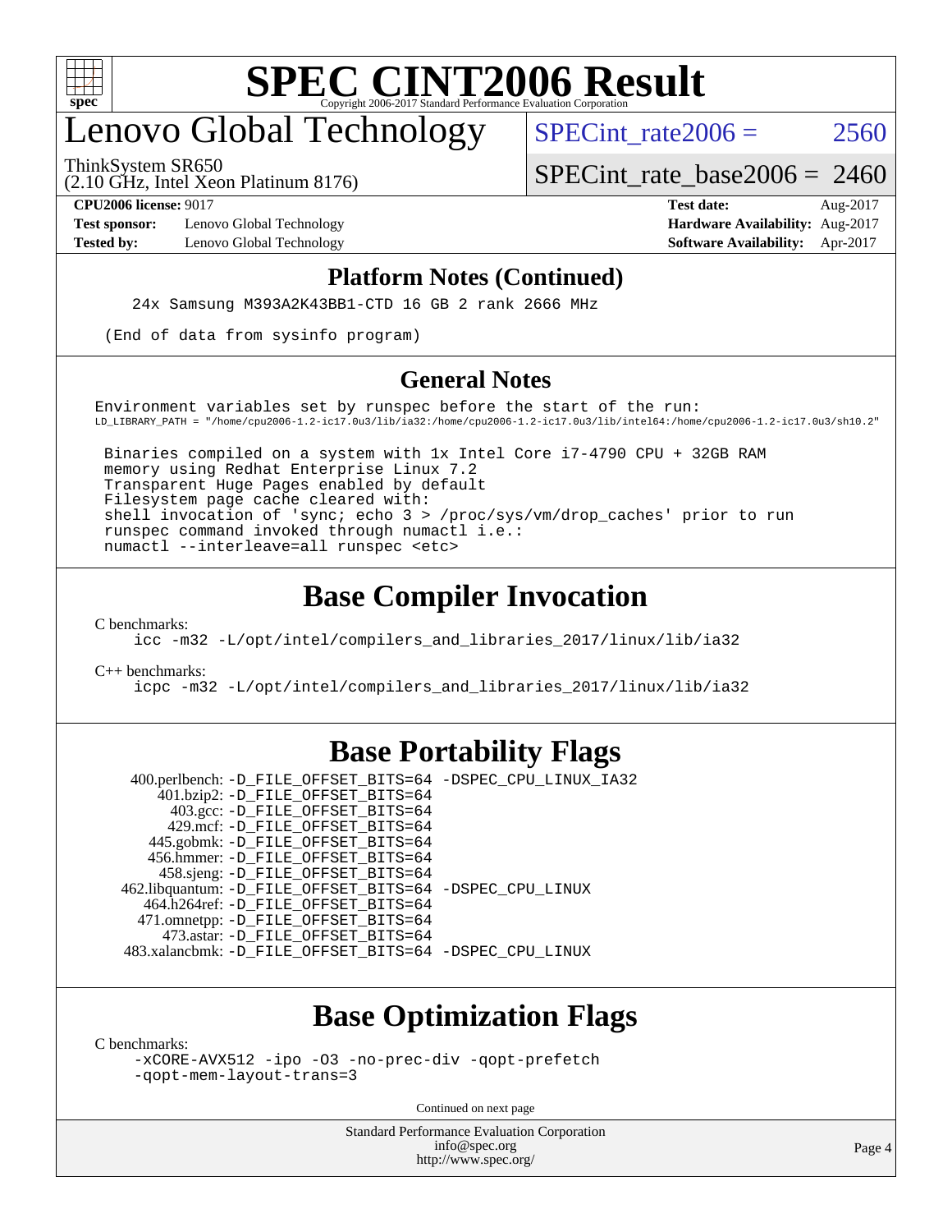### Platform Notes (Continued)

```
    24x Samsung M393A2K43BB1-CTD 16 GB 2 rank 2666 MHz

 (End of data from sysinfo program)
```

### General Notes

```
Environment variables set by runspec before the start of the run:
LD_LIBRARY_PATH = "/home/cpu2006-1.2-ic17.0u3/lib/ia32:/home/cpu2006-1.2-ic17.0u3/lib/intel64:/home/cpu2006-1.2-ic17.0u3/sh10.2"

 Binaries compiled on a system with 1x Intel Core i7-4790 CPU + 32GB RAM
 memory using Redhat Enterprise Linux 7.2
 Transparent Huge Pages enabled by default
 Filesystem page cache cleared with:
 shell invocation of 'sync; echo 3 > /proc/sys/vm/drop_caches' prior to run
 runspec command invoked through numactl i.e.:
 numactl --interleave=all runspec <etc>
```

## Base Compiler Invocation

C benchmarks:

```
icc -m32 -L/opt/intel/compilers_and_libraries_2017/linux/lib/ia32
```

C++ benchmarks:

```
icpc -m32 -L/opt/intel/compilers_and_libraries_2017/linux/lib/ia32
```

## Base Portability Flags

| Benchmark | Flags |
|---|---|
| 400.perlbench: | -D_FILE_OFFSET_BITS=64 -DSPEC_CPU_LINUX_IA32 |
| 401.bzip2: | -D_FILE_OFFSET_BITS=64 |
| 403.gcc: | -D_FILE_OFFSET_BITS=64 |
| 429.mcf: | -D_FILE_OFFSET_BITS=64 |
| 445.gobmk: | -D_FILE_OFFSET_BITS=64 |
| 456.hmmer: | -D_FILE_OFFSET_BITS=64 |
| 458.sjeng: | -D_FILE_OFFSET_BITS=64 |
| 462.libquantum: | -D_FILE_OFFSET_BITS=64 -DSPEC_CPU_LINUX |
| 464.h264ref: | -D_FILE_OFFSET_BITS=64 |
| 471.omnetpp: | -D_FILE_OFFSET_BITS=64 |
| 473.astar: | -D_FILE_OFFSET_BITS=64 |
| 483.xalancbmk: | -D_FILE_OFFSET_BITS=64 -DSPEC_CPU_LINUX |

## Base Optimization Flags

C benchmarks:

```
-xCORE-AVX512 -ipo -O3 -no-prec-div -qopt-prefetch
-qopt-mem-layout-trans=3
```

Continued on next page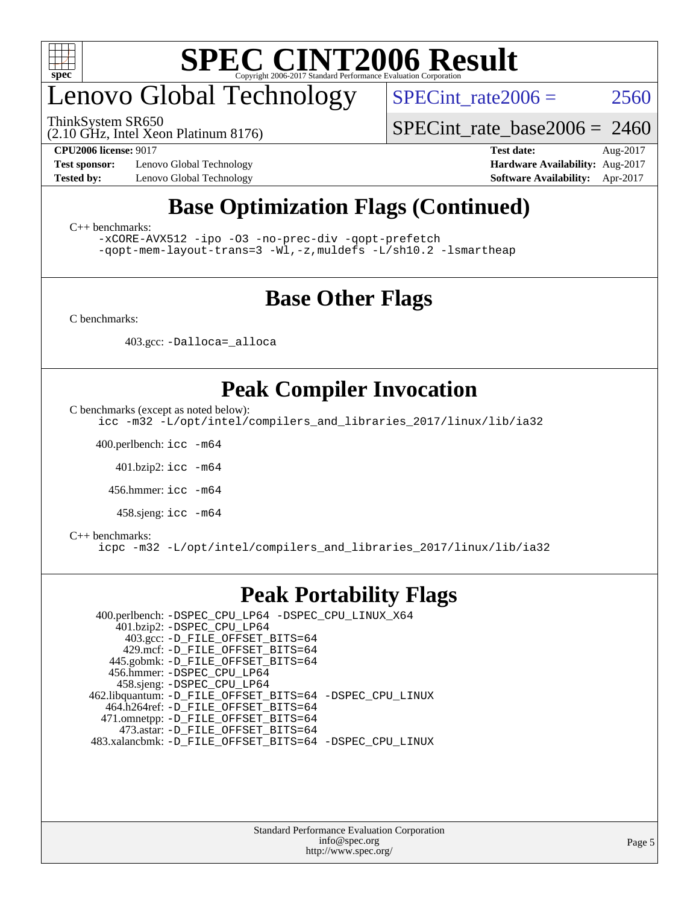# SPEC CINT2006 Result

Copyright 2006-2017 Standard Performance Evaluation Corporation

## Lenovo Global Technology

ThinkSystem SR650
(2.10 GHz, Intel Xeon Platinum 8176)

SPECint_rate2006 = 2560

SPECint_rate_base2006 = 2460

**CPU2006 license:** 9017
**Test sponsor:** Lenovo Global Technology
**Tested by:** Lenovo Global Technology

**Test date:** Aug-2017
**Hardware Availability:** Aug-2017
**Software Availability:** Apr-2017

## Base Optimization Flags (Continued)

C++ benchmarks:

```
-xCORE-AVX512 -ipo -O3 -no-prec-div -qopt-prefetch
-qopt-mem-layout-trans=3 -Wl,-z,muldefs -L/sh10.2 -lsmartheap
```

## Base Other Flags

C benchmarks:

403.gcc: `-Dalloca=_alloca`

## Peak Compiler Invocation

C benchmarks (except as noted below):

```
icc -m32 -L/opt/intel/compilers_and_libraries_2017/linux/lib/ia32
```

400.perlbench: `icc -m64`

401.bzip2: `icc -m64`

456.hmmer: `icc -m64`

458.sjeng: `icc -m64`

C++ benchmarks:

```
icpc -m32 -L/opt/intel/compilers_and_libraries_2017/linux/lib/ia32
```

## Peak Portability Flags

400.perlbench: `-DSPEC_CPU_LP64 -DSPEC_CPU_LINUX_X64`
401.bzip2: `-DSPEC_CPU_LP64`
403.gcc: `-D_FILE_OFFSET_BITS=64`
429.mcf: `-D_FILE_OFFSET_BITS=64`
445.gobmk: `-D_FILE_OFFSET_BITS=64`
456.hmmer: `-DSPEC_CPU_LP64`
458.sjeng: `-DSPEC_CPU_LP64`
462.libquantum: `-D_FILE_OFFSET_BITS=64 -DSPEC_CPU_LINUX`
464.h264ref: `-D_FILE_OFFSET_BITS=64`
471.omnetpp: `-D_FILE_OFFSET_BITS=64`
473.astar: `-D_FILE_OFFSET_BITS=64`
483.xalancbmk: `-D_FILE_OFFSET_BITS=64 -DSPEC_CPU_LINUX`

Standard Performance Evaluation Corporation
info@spec.org
http://www.spec.org/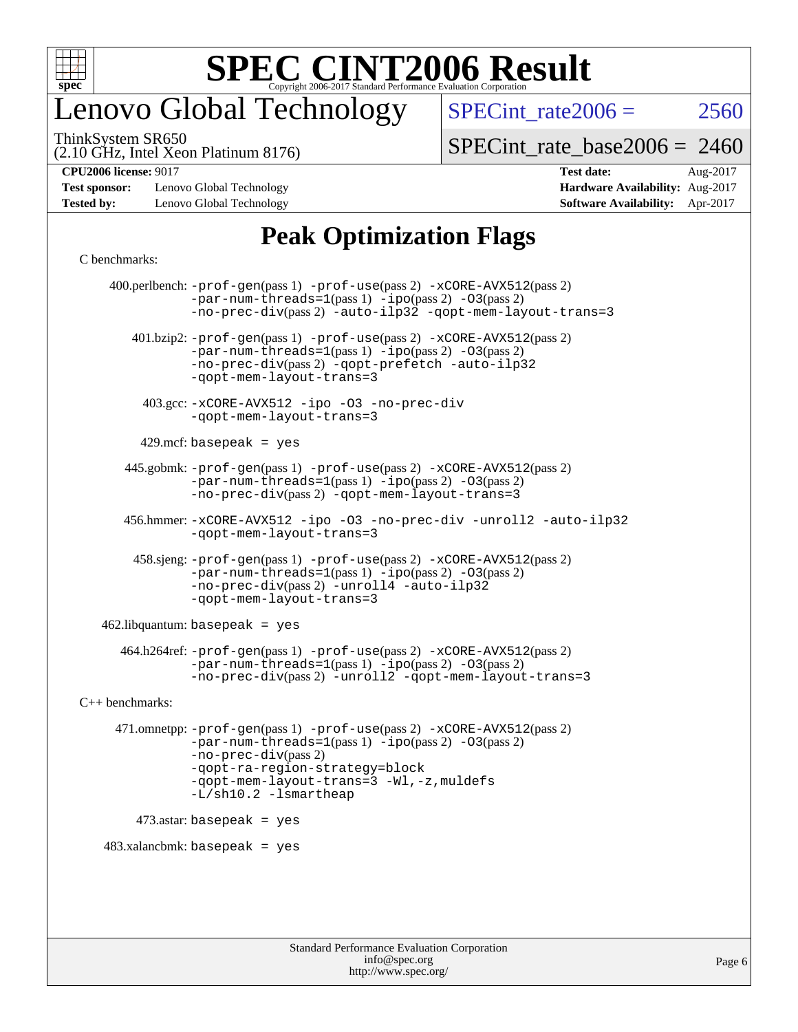# SPEC CINT2006 Result

Copyright 2006-2017 Standard Performance Evaluation Corporation

# Lenovo Global Technology

ThinkSystem SR650
(2.10 GHz, Intel Xeon Platinum 8176)

SPECint_rate2006 = 2560

SPECint_rate_base2006 = 2460

**CPU2006 license:** 9017
**Test sponsor:** Lenovo Global Technology
**Tested by:** Lenovo Global Technology

**Test date:** Aug-2017
**Hardware Availability:** Aug-2017
**Software Availability:** Apr-2017

## Peak Optimization Flags

C benchmarks:

400.perlbench: -prof-gen(pass 1) -prof-use(pass 2) -xCORE-AVX512(pass 2) -par-num-threads=1(pass 1) -ipo(pass 2) -O3(pass 2) -no-prec-div(pass 2) -auto-ilp32 -qopt-mem-layout-trans=3

401.bzip2: -prof-gen(pass 1) -prof-use(pass 2) -xCORE-AVX512(pass 2) -par-num-threads=1(pass 1) -ipo(pass 2) -O3(pass 2) -no-prec-div(pass 2) -qopt-prefetch -auto-ilp32 -qopt-mem-layout-trans=3

403.gcc: -xCORE-AVX512 -ipo -O3 -no-prec-div -qopt-mem-layout-trans=3

429.mcf: basepeak = yes

445.gobmk: -prof-gen(pass 1) -prof-use(pass 2) -xCORE-AVX512(pass 2) -par-num-threads=1(pass 1) -ipo(pass 2) -O3(pass 2) -no-prec-div(pass 2) -qopt-mem-layout-trans=3

456.hmmer: -xCORE-AVX512 -ipo -O3 -no-prec-div -unroll2 -auto-ilp32 -qopt-mem-layout-trans=3

458.sjeng: -prof-gen(pass 1) -prof-use(pass 2) -xCORE-AVX512(pass 2) -par-num-threads=1(pass 1) -ipo(pass 2) -O3(pass 2) -no-prec-div(pass 2) -unroll4 -auto-ilp32 -qopt-mem-layout-trans=3

462.libquantum: basepeak = yes

464.h264ref: -prof-gen(pass 1) -prof-use(pass 2) -xCORE-AVX512(pass 2) -par-num-threads=1(pass 1) -ipo(pass 2) -O3(pass 2) -no-prec-div(pass 2) -unroll2 -qopt-mem-layout-trans=3

C++ benchmarks:

471.omnetpp: -prof-gen(pass 1) -prof-use(pass 2) -xCORE-AVX512(pass 2) -par-num-threads=1(pass 1) -ipo(pass 2) -O3(pass 2) -no-prec-div(pass 2) -qopt-ra-region-strategy=block -qopt-mem-layout-trans=3 -Wl,-z,muldefs -L/sh10.2 -lsmartheap

473.astar: basepeak = yes

483.xalancbmk: basepeak = yes

Standard Performance Evaluation Corporation
info@spec.org
http://www.spec.org/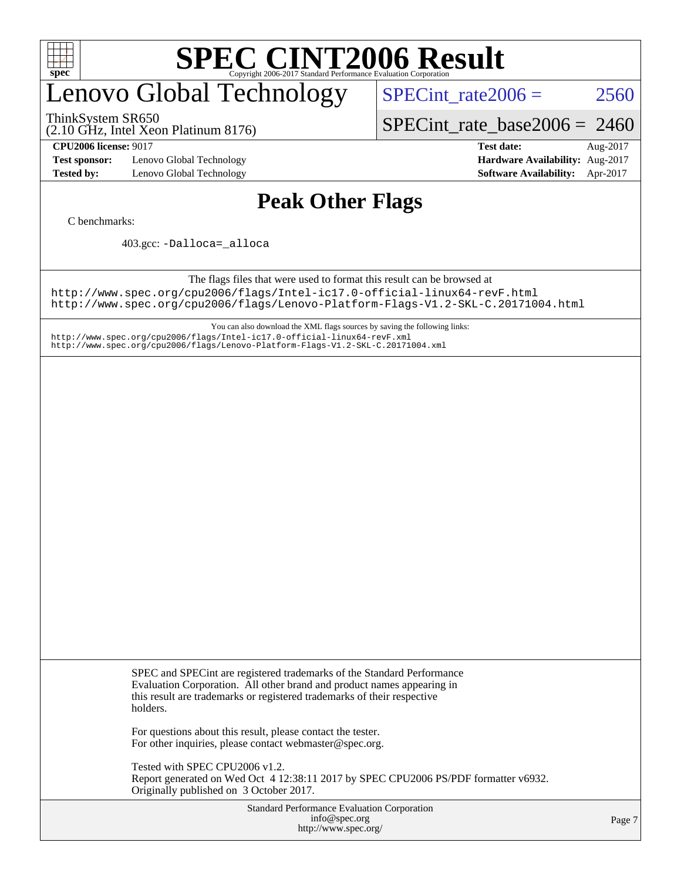# Lenovo Global Technology

ThinkSystem SR650
(2.10 GHz, Intel Xeon Platinum 8176)

SPECint_rate2006 = 2560

SPECint_rate_base2006 = 2460

**CPU2006 license:** 9017
**Test sponsor:** Lenovo Global Technology
**Tested by:** Lenovo Global Technology

**Test date:** Aug-2017
**Hardware Availability:** Aug-2017
**Software Availability:** Apr-2017

## Peak Other Flags

C benchmarks:

403.gcc: -Dalloca=_alloca

The flags files that were used to format this result can be browsed at
http://www.spec.org/cpu2006/flags/Intel-ic17.0-official-linux64-revF.html
http://www.spec.org/cpu2006/flags/Lenovo-Platform-Flags-V1.2-SKL-C.20171004.html

You can also download the XML flags sources by saving the following links:
http://www.spec.org/cpu2006/flags/Intel-ic17.0-official-linux64-revF.xml
http://www.spec.org/cpu2006/flags/Lenovo-Platform-Flags-V1.2-SKL-C.20171004.xml

SPEC and SPECint are registered trademarks of the Standard Performance Evaluation Corporation. All other brand and product names appearing in this result are trademarks or registered trademarks of their respective holders.

For questions about this result, please contact the tester.
For other inquiries, please contact webmaster@spec.org.

Tested with SPEC CPU2006 v1.2.
Report generated on Wed Oct 4 12:38:11 2017 by SPEC CPU2006 PS/PDF formatter v6932.
Originally published on 3 October 2017.